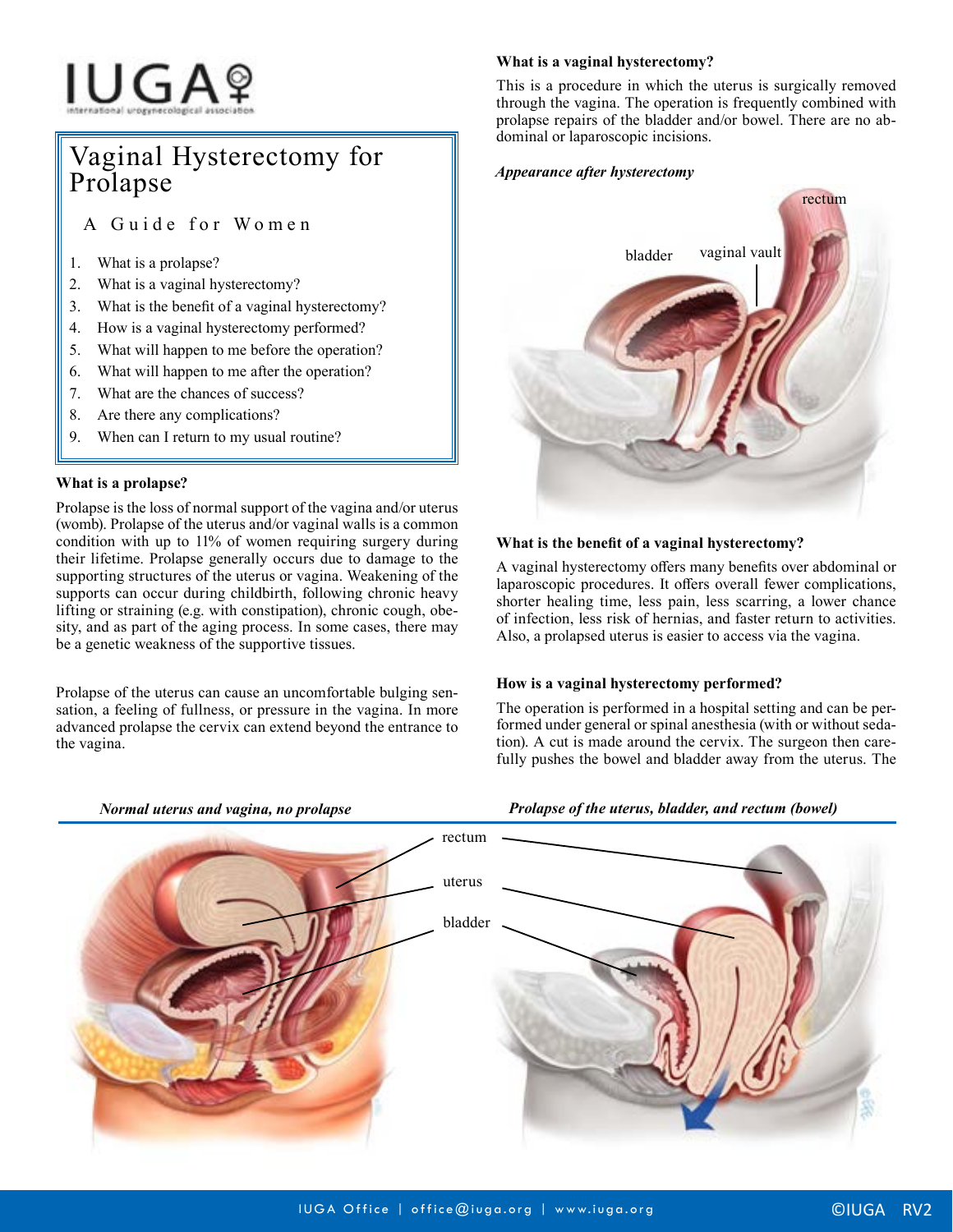# IUGA

international urogynecological association

## Vaginal Hysterectomy for Prolapse

### A Guide for Women

1. What is a prolapse?
2. What is a vaginal hysterectomy?
3. What is the benefit of a vaginal hysterectomy?
4. How is a vaginal hysterectomy performed?
5. What will happen to me before the operation?
6. What will happen to me after the operation?
7. What are the chances of success?
8. Are there any complications?
9. When can I return to my usual routine?

**What is a prolapse?**

Prolapse is the loss of normal support of the vagina and/or uterus (womb). Prolapse of the uterus and/or vaginal walls is a common condition with up to 11% of women requiring surgery during their lifetime. Prolapse generally occurs due to damage to the supporting structures of the uterus or vagina. Weakening of the supports can occur during childbirth, following chronic heavy lifting or straining (e.g. with constipation), chronic cough, obesity, and as part of the aging process. In some cases, there may be a genetic weakness of the supportive tissues.

Prolapse of the uterus can cause an uncomfortable bulging sensation, a feeling of fullness, or pressure in the vagina. In more advanced prolapse the cervix can extend beyond the entrance to the vagina.

**What is a vaginal hysterectomy?**

This is a procedure in which the uterus is surgically removed through the vagina. The operation is frequently combined with prolapse repairs of the bladder and/or bowel. There are no abdominal or laparoscopic incisions.

***Appearance after hysterectomy***

**What is the benefit of a vaginal hysterectomy?**

A vaginal hysterectomy offers many benefits over abdominal or laparoscopic procedures. It offers overall fewer complications, shorter healing time, less pain, less scarring, a lower chance of infection, less risk of hernias, and faster return to activities. Also, a prolapsed uterus is easier to access via the vagina.

**How is a vaginal hysterectomy performed?**

The operation is performed in a hospital setting and can be performed under general or spinal anesthesia (with or without sedation). A cut is made around the cervix. The surgeon then carefully pushes the bowel and bladder away from the uterus. The

***Normal uterus and vagina, no prolapse***

***Prolapse of the uterus, bladder, and rectum (bowel)***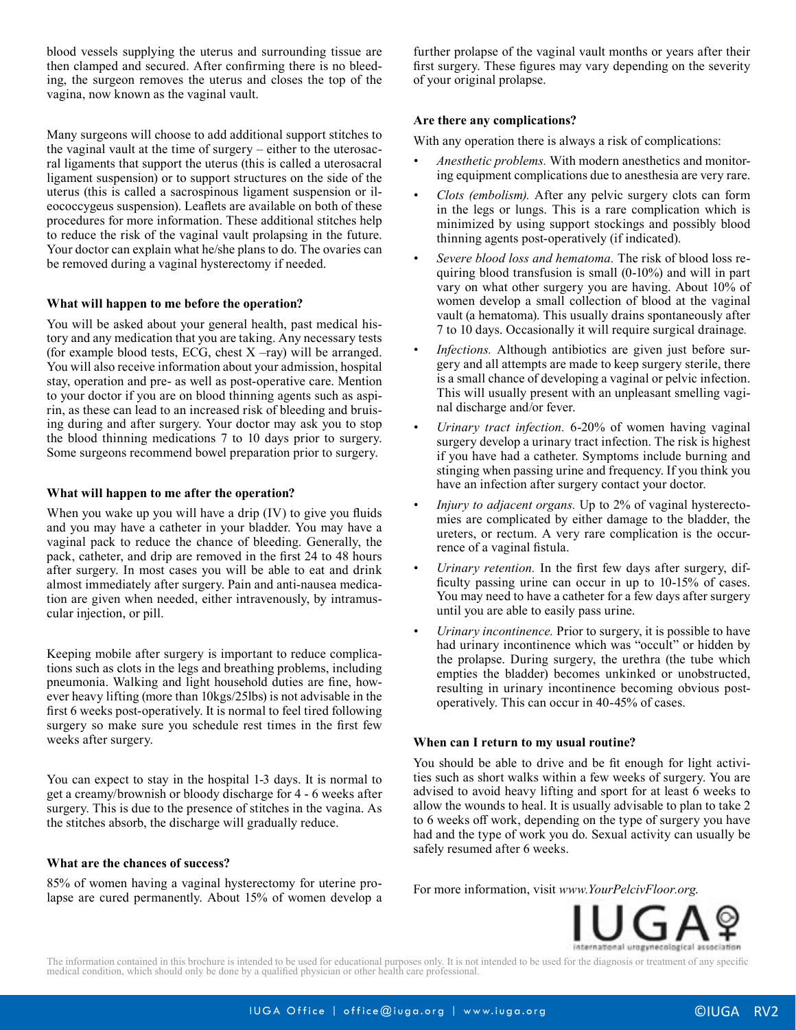blood vessels supplying the uterus and surrounding tissue are then clamped and secured. After confirming there is no bleeding, the surgeon removes the uterus and closes the top of the vagina, now known as the vaginal vault.

Many surgeons will choose to add additional support stitches to the vaginal vault at the time of surgery – either to the uterosacral ligaments that support the uterus (this is called a uterosacral ligament suspension) or to support structures on the side of the uterus (this is called a sacrospinous ligament suspension or ileococcygeus suspension). Leaflets are available on both of these procedures for more information. These additional stitches help to reduce the risk of the vaginal vault prolapsing in the future. Your doctor can explain what he/she plans to do. The ovaries can be removed during a vaginal hysterectomy if needed.

**What will happen to me before the operation?**

You will be asked about your general health, past medical history and any medication that you are taking. Any necessary tests (for example blood tests, ECG, chest X –ray) will be arranged. You will also receive information about your admission, hospital stay, operation and pre- as well as post-operative care. Mention to your doctor if you are on blood thinning agents such as aspirin, as these can lead to an increased risk of bleeding and bruising during and after surgery. Your doctor may ask you to stop the blood thinning medications 7 to 10 days prior to surgery. Some surgeons recommend bowel preparation prior to surgery.

**What will happen to me after the operation?**

When you wake up you will have a drip (IV) to give you fluids and you may have a catheter in your bladder. You may have a vaginal pack to reduce the chance of bleeding. Generally, the pack, catheter, and drip are removed in the first 24 to 48 hours after surgery. In most cases you will be able to eat and drink almost immediately after surgery. Pain and anti-nausea medication are given when needed, either intravenously, by intramuscular injection, or pill.

Keeping mobile after surgery is important to reduce complications such as clots in the legs and breathing problems, including pneumonia. Walking and light household duties are fine, however heavy lifting (more than 10kgs/25lbs) is not advisable in the first 6 weeks post-operatively. It is normal to feel tired following surgery so make sure you schedule rest times in the first few weeks after surgery.

You can expect to stay in the hospital 1-3 days. It is normal to get a creamy/brownish or bloody discharge for 4 - 6 weeks after surgery. This is due to the presence of stitches in the vagina. As the stitches absorb, the discharge will gradually reduce.

**What are the chances of success?**

85% of women having a vaginal hysterectomy for uterine prolapse are cured permanently. About 15% of women develop a further prolapse of the vaginal vault months or years after their first surgery. These figures may vary depending on the severity of your original prolapse.

**Are there any complications?**

With any operation there is always a risk of complications:

- *Anesthetic problems.* With modern anesthetics and monitoring equipment complications due to anesthesia are very rare.
- *Clots (embolism).* After any pelvic surgery clots can form in the legs or lungs. This is a rare complication which is minimized by using support stockings and possibly blood thinning agents post-operatively (if indicated).
- *Severe blood loss and hematoma.* The risk of blood loss requiring blood transfusion is small (0-10%) and will in part vary on what other surgery you are having. About 10% of women develop a small collection of blood at the vaginal vault (a hematoma). This usually drains spontaneously after 7 to 10 days. Occasionally it will require surgical drainage.
- *Infections.* Although antibiotics are given just before surgery and all attempts are made to keep surgery sterile, there is a small chance of developing a vaginal or pelvic infection. This will usually present with an unpleasant smelling vaginal discharge and/or fever.
- *Urinary tract infection.* 6-20% of women having vaginal surgery develop a urinary tract infection. The risk is highest if you have had a catheter. Symptoms include burning and stinging when passing urine and frequency. If you think you have an infection after surgery contact your doctor.
- *Injury to adjacent organs.* Up to 2% of vaginal hysterectomies are complicated by either damage to the bladder, the ureters, or rectum. A very rare complication is the occurrence of a vaginal fistula.
- *Urinary retention.* In the first few days after surgery, difficulty passing urine can occur in up to 10-15% of cases. You may need to have a catheter for a few days after surgery until you are able to easily pass urine.
- *Urinary incontinence.* Prior to surgery, it is possible to have had urinary incontinence which was "occult" or hidden by the prolapse. During surgery, the urethra (the tube which empties the bladder) becomes unkinked or unobstructed, resulting in urinary incontinence becoming obvious post-operatively. This can occur in 40-45% of cases.

**When can I return to my usual routine?**

You should be able to drive and be fit enough for light activities such as short walks within a few weeks of surgery. You are advised to avoid heavy lifting and sport for at least 6 weeks to allow the wounds to heal. It is usually advisable to plan to take 2 to 6 weeks off work, depending on the type of surgery you have had and the type of work you do. Sexual activity can usually be safely resumed after 6 weeks.

For more information, visit *www.YourPelcivFloor.org.*

IUGA
international urogynecological association

The information contained in this brochure is intended to be used for educational purposes only. It is not intended to be used for the diagnosis or treatment of any specific medical condition, which should only be done by a qualified physician or other health care professional.

IUGA Office | office@iuga.org | www.iuga.org

©IUGA RV2